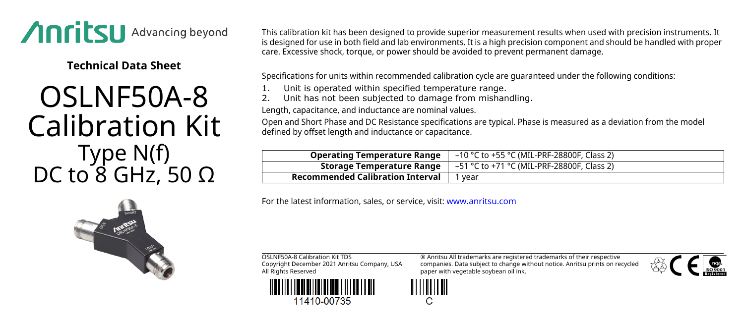Anritsu Advancing beyond

**Technical Data Sheet**

# OSLNF50A-8 Calibration Kit

## Type N(f)
## DC to 8 GHz, 50 Ω

This calibration kit has been designed to provide superior measurement results when used with precision instruments. It is designed for use in both field and lab environments. It is a high precision component and should be handled with proper care. Excessive shock, torque, or power should be avoided to prevent permanent damage.

Specifications for units within recommended calibration cycle are guaranteed under the following conditions:

1. Unit is operated within specified temperature range.
2. Unit has not been subjected to damage from mishandling.

Length, capacitance, and inductance are nominal values.

Open and Short Phase and DC Resistance specifications are typical. Phase is measured as a deviation from the model defined by offset length and inductance or capacitance.

| | |
|---|---|
| **Operating Temperature Range** | –10 °C to +55 °C (MIL-PRF-28800F, Class 2) |
| **Storage Temperature Range** | –51 °C to +71 °C (MIL-PRF-28800F, Class 2) |
| **Recommended Calibration Interval** | 1 year |

For the latest information, sales, or service, visit: www.anritsu.com

OSLNF50A-8 Calibration Kit TDS
Copyright December 2021 Anritsu Company, USA
All Rights Reserved

® Anritsu All trademarks are registered trademarks of their respective companies. Data subject to change without notice. Anritsu prints on recycled paper with vegetable soybean oil ink.

11410-00735

C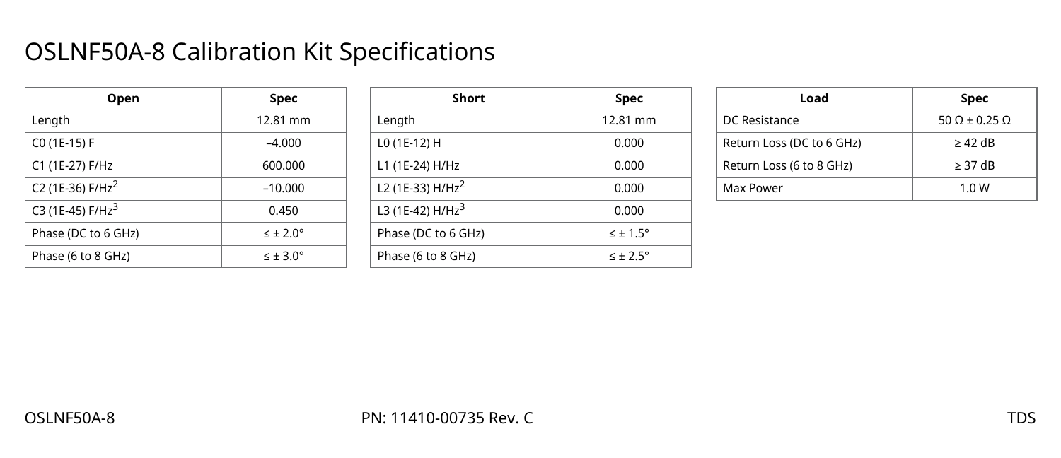# OSLNF50A-8 Calibration Kit Specifications

| Open | Spec |
| --- | --- |
| Length | 12.81 mm |
| C0 (1E-15) F | –4.000 |
| C1 (1E-27) F/Hz | 600.000 |
| C2 (1E-36) F/Hz$^2$ | –10.000 |
| C3 (1E-45) F/Hz$^3$ | 0.450 |
| Phase (DC to 6 GHz) | ≤ ± 2.0° |
| Phase (6 to 8 GHz) | ≤ ± 3.0° |

| Short | Spec |
| --- | --- |
| Length | 12.81 mm |
| L0 (1E-12) H | 0.000 |
| L1 (1E-24) H/Hz | 0.000 |
| L2 (1E-33) H/Hz$^2$ | 0.000 |
| L3 (1E-42) H/Hz$^3$ | 0.000 |
| Phase (DC to 6 GHz) | ≤ ± 1.5° |
| Phase (6 to 8 GHz) | ≤ ± 2.5° |

| Load | Spec |
| --- | --- |
| DC Resistance | 50 Ω ± 0.25 Ω |
| Return Loss (DC to 6 GHz) | ≥ 42 dB |
| Return Loss (6 to 8 GHz) | ≥ 37 dB |
| Max Power | 1.0 W |